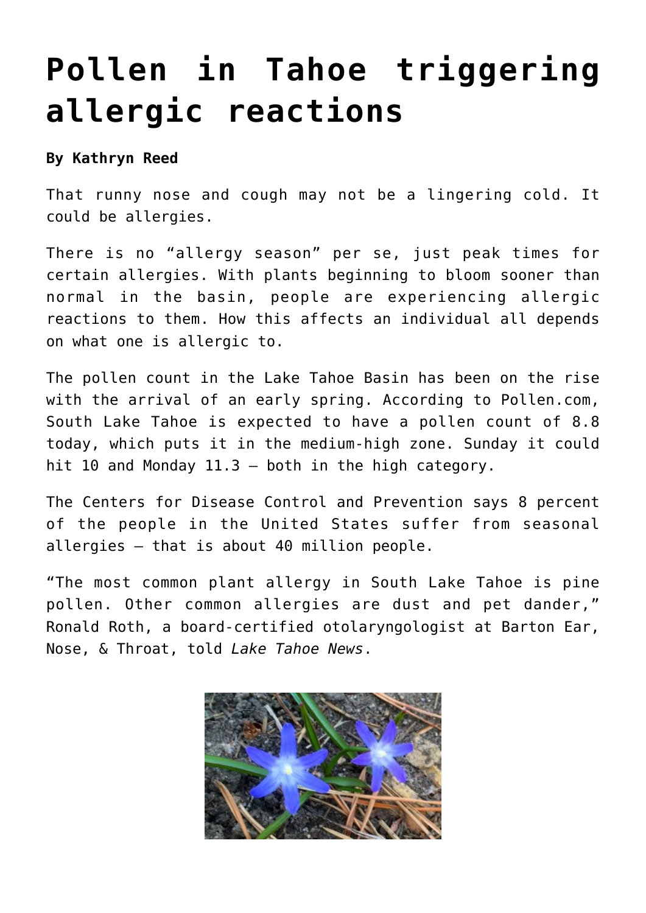# Pollen in Tahoe triggering allergic reactions

**By Kathryn Reed**

That runny nose and cough may not be a lingering cold. It could be allergies.

There is no "allergy season" per se, just peak times for certain allergies. With plants beginning to bloom sooner than normal in the basin, people are experiencing allergic reactions to them. How this affects an individual all depends on what one is allergic to.

The pollen count in the Lake Tahoe Basin has been on the rise with the arrival of an early spring. According to Pollen.com, South Lake Tahoe is expected to have a pollen count of 8.8 today, which puts it in the medium-high zone. Sunday it could hit 10 and Monday 11.3 – both in the high category.

The Centers for Disease Control and Prevention says 8 percent of the people in the United States suffer from seasonal allergies – that is about 40 million people.

"The most common plant allergy in South Lake Tahoe is pine pollen. Other common allergies are dust and pet dander," Ronald Roth, a board-certified otolaryngologist at Barton Ear, Nose, & Throat, told *Lake Tahoe News*.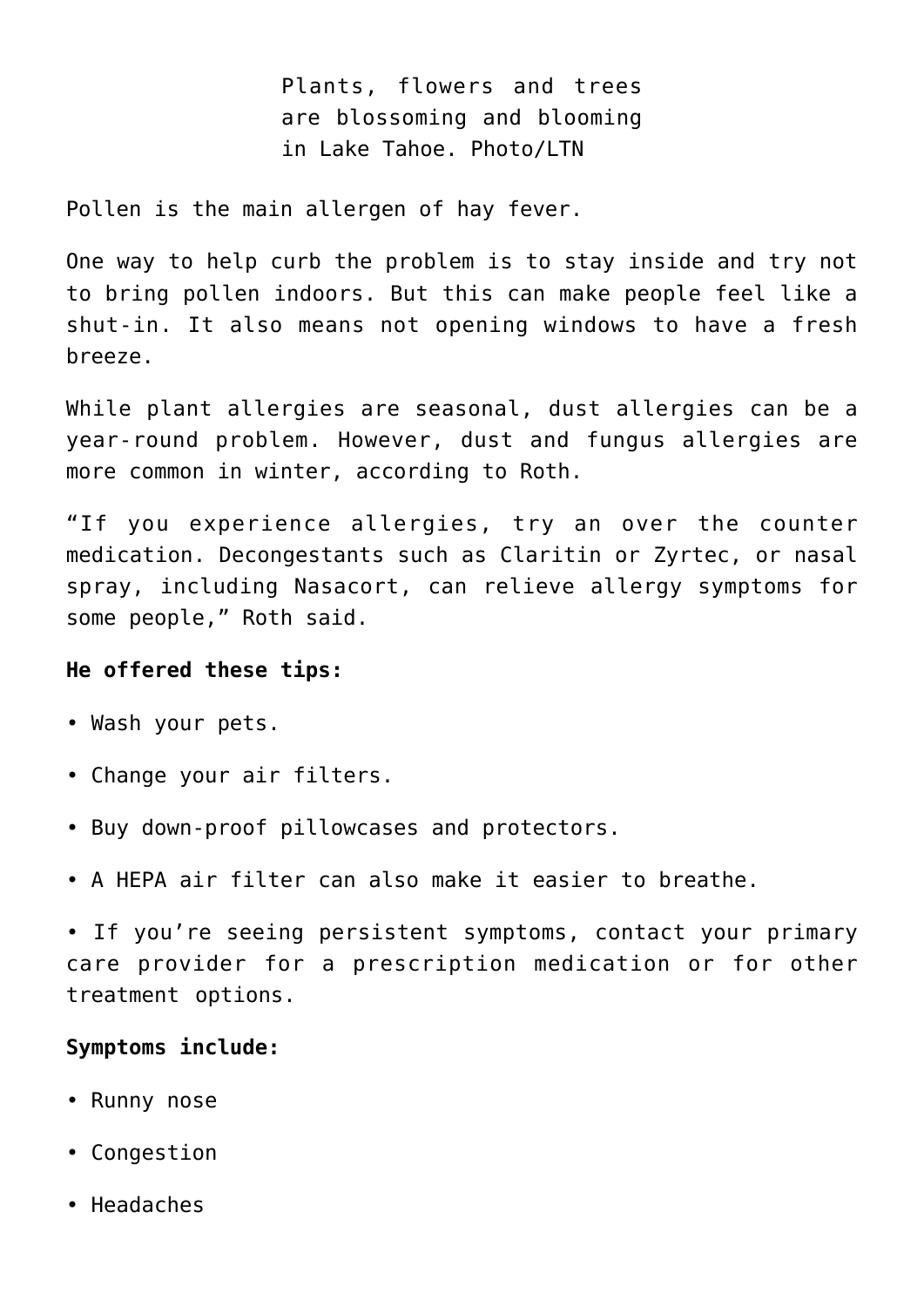Plants, flowers and trees are blossoming and blooming in Lake Tahoe. Photo/LTN

Pollen is the main allergen of hay fever.

One way to help curb the problem is to stay inside and try not to bring pollen indoors. But this can make people feel like a shut-in. It also means not opening windows to have a fresh breeze.

While plant allergies are seasonal, dust allergies can be a year-round problem. However, dust and fungus allergies are more common in winter, according to Roth.

"If you experience allergies, try an over the counter medication. Decongestants such as Claritin or Zyrtec, or nasal spray, including Nasacort, can relieve allergy symptoms for some people," Roth said.

**He offered these tips:**

- Wash your pets.
- Change your air filters.
- Buy down-proof pillowcases and protectors.
- A HEPA air filter can also make it easier to breathe.
- If you're seeing persistent symptoms, contact your primary care provider for a prescription medication or for other treatment options.

**Symptoms include:**

- Runny nose
- Congestion
- Headaches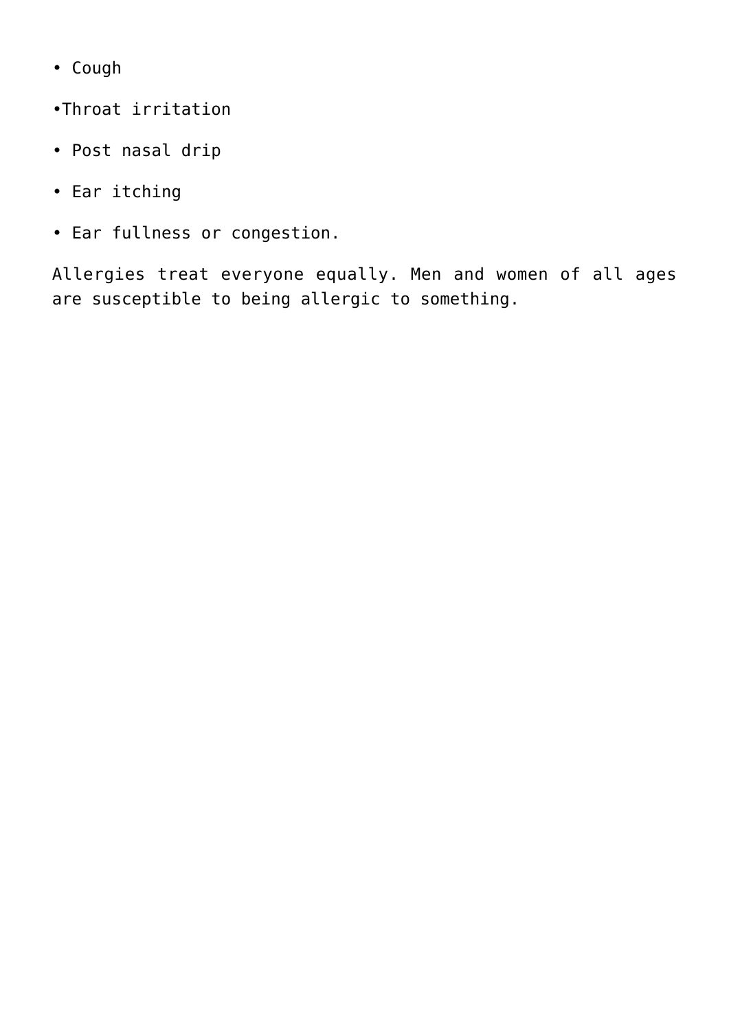- Cough
- Throat irritation
- Post nasal drip
- Ear itching
- Ear fullness or congestion.

Allergies treat everyone equally. Men and women of all ages are susceptible to being allergic to something.